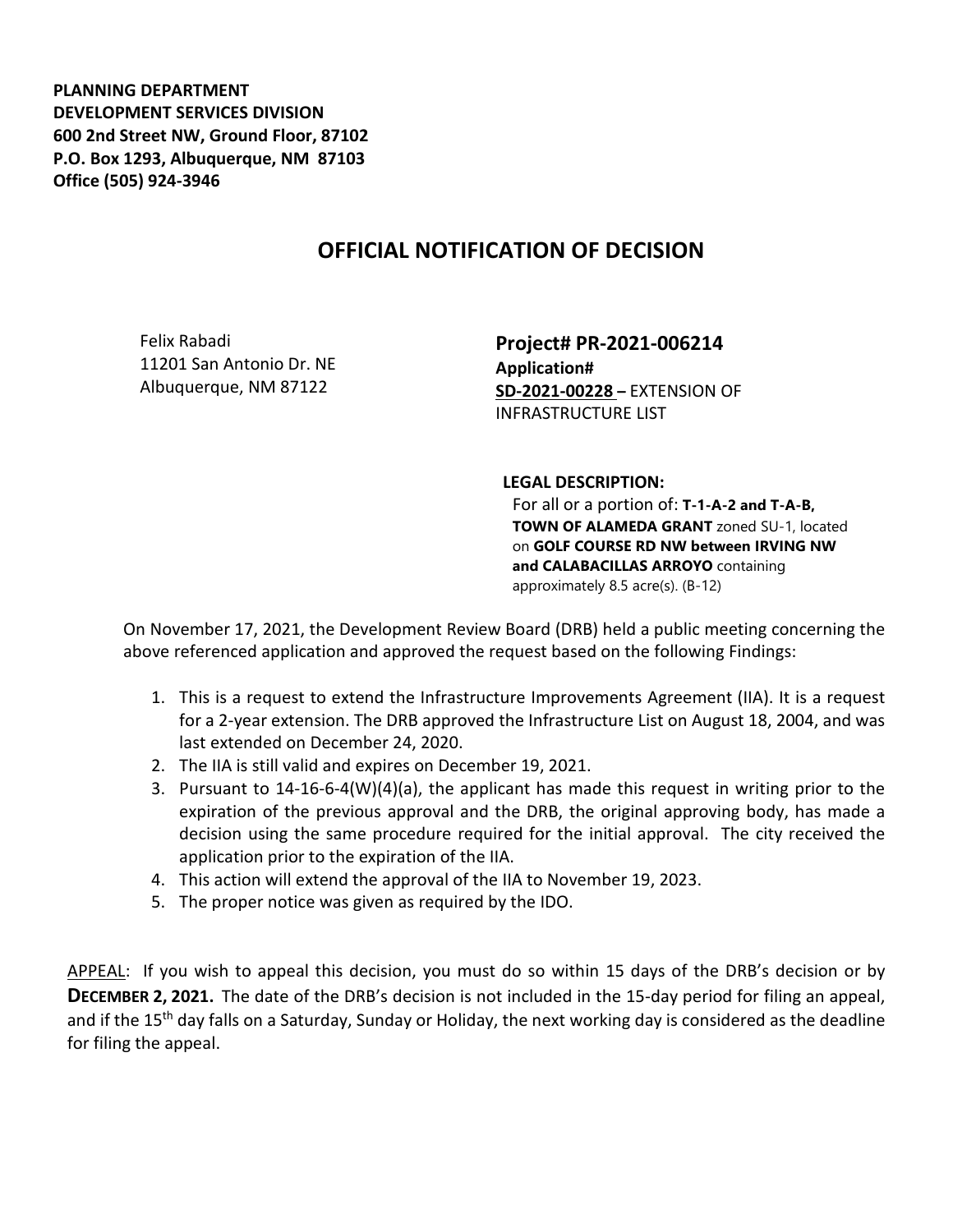**PLANNING DEPARTMENT**
**DEVELOPMENT SERVICES DIVISION**
**600 2nd Street NW, Ground Floor, 87102**
**P.O. Box 1293, Albuquerque, NM 87103**
**Office (505) 924-3946**

# OFFICIAL NOTIFICATION OF DECISION

Felix Rabadi
11201 San Antonio Dr. NE
Albuquerque, NM 87122

**Project# PR-2021-006214**
**Application#**
**SD-2021-00228 –** EXTENSION OF INFRASTRUCTURE LIST

**LEGAL DESCRIPTION:**
For all or a portion of: **T-1-A-2 and T-A-B, TOWN OF ALAMEDA GRANT** zoned SU-1, located on **GOLF COURSE RD NW between IRVING NW and CALABACILLAS ARROYO** containing approximately 8.5 acre(s). (B-12)

On November 17, 2021, the Development Review Board (DRB) held a public meeting concerning the above referenced application and approved the request based on the following Findings:

1. This is a request to extend the Infrastructure Improvements Agreement (IIA). It is a request for a 2-year extension. The DRB approved the Infrastructure List on August 18, 2004, and was last extended on December 24, 2020.
2. The IIA is still valid and expires on December 19, 2021.
3. Pursuant to 14-16-6-4(W)(4)(a), the applicant has made this request in writing prior to the expiration of the previous approval and the DRB, the original approving body, has made a decision using the same procedure required for the initial approval. The city received the application prior to the expiration of the IIA.
4. This action will extend the approval of the IIA to November 19, 2023.
5. The proper notice was given as required by the IDO.

APPEAL: If you wish to appeal this decision, you must do so within 15 days of the DRB's decision or by **DECEMBER 2, 2021.** The date of the DRB's decision is not included in the 15-day period for filing an appeal, and if the 15th day falls on a Saturday, Sunday or Holiday, the next working day is considered as the deadline for filing the appeal.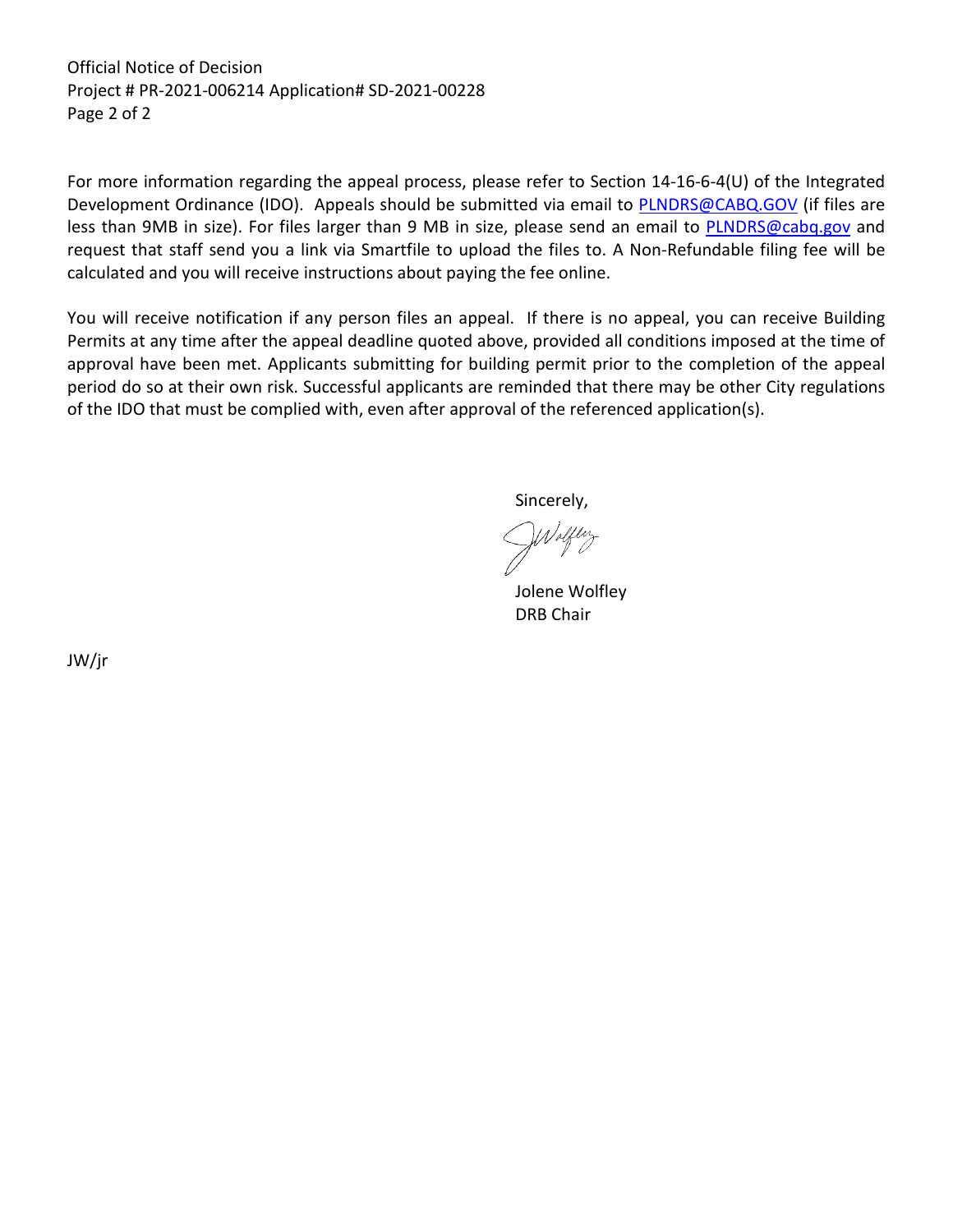For more information regarding the appeal process, please refer to Section 14-16-6-4(U) of the Integrated Development Ordinance (IDO). Appeals should be submitted via email to PLNDRS@CABQ.GOV (if files are less than 9MB in size). For files larger than 9 MB in size, please send an email to PLNDRS@cabq.gov and request that staff send you a link via Smartfile to upload the files to. A Non-Refundable filing fee will be calculated and you will receive instructions about paying the fee online.

You will receive notification if any person files an appeal. If there is no appeal, you can receive Building Permits at any time after the appeal deadline quoted above, provided all conditions imposed at the time of approval have been met. Applicants submitting for building permit prior to the completion of the appeal period do so at their own risk. Successful applicants are reminded that there may be other City regulations of the IDO that must be complied with, even after approval of the referenced application(s).

Sincerely,

JWolfley

Jolene Wolfley
DRB Chair

JW/jr